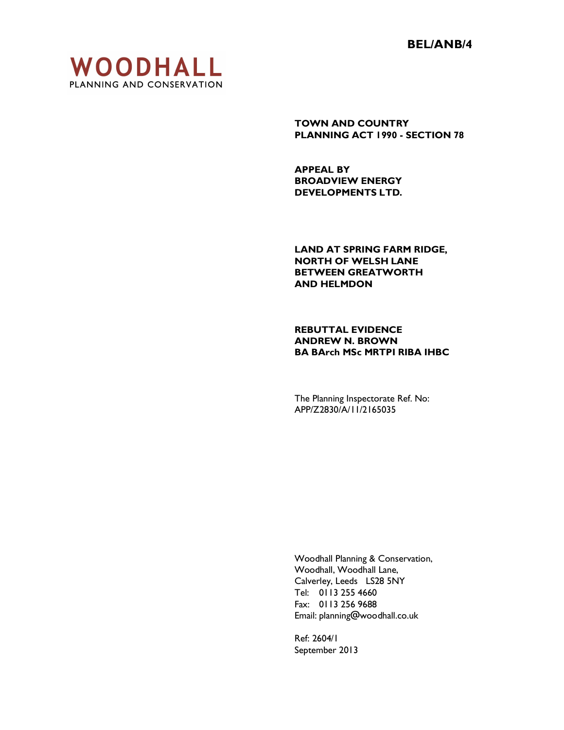**BEL/ANB/4**

**WOODHALL**
PLANNING AND CONSERVATION

**TOWN AND COUNTRY PLANNING ACT 1990 - SECTION 78**

**APPEAL BY BROADVIEW ENERGY DEVELOPMENTS LTD.**

**LAND AT SPRING FARM RIDGE, NORTH OF WELSH LANE BETWEEN GREATWORTH AND HELMDON**

**REBUTTAL EVIDENCE**
**ANDREW N. BROWN**
**BA BArch MSc MRTPI RIBA IHBC**

The Planning Inspectorate Ref. No:
APP/Z2830/A/11/2165035

Woodhall Planning & Conservation,
Woodhall, Woodhall Lane,
Calverley, Leeds LS28 5NY
Tel: 0113 255 4660
Fax: 0113 256 9688
Email: planning@woodhall.co.uk

Ref: 2604/1
September 2013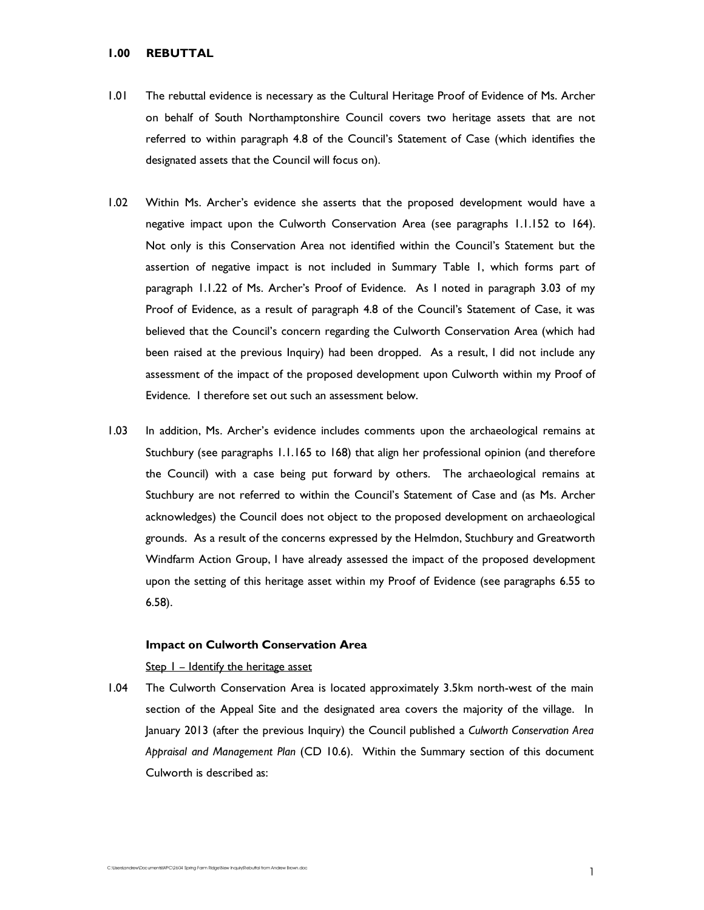## 1.00 REBUTTAL

1.01 The rebuttal evidence is necessary as the Cultural Heritage Proof of Evidence of Ms. Archer on behalf of South Northamptonshire Council covers two heritage assets that are not referred to within paragraph 4.8 of the Council's Statement of Case (which identifies the designated assets that the Council will focus on).

1.02 Within Ms. Archer's evidence she asserts that the proposed development would have a negative impact upon the Culworth Conservation Area (see paragraphs 1.1.152 to 164). Not only is this Conservation Area not identified within the Council's Statement but the assertion of negative impact is not included in Summary Table 1, which forms part of paragraph 1.1.22 of Ms. Archer's Proof of Evidence. As I noted in paragraph 3.03 of my Proof of Evidence, as a result of paragraph 4.8 of the Council's Statement of Case, it was believed that the Council's concern regarding the Culworth Conservation Area (which had been raised at the previous Inquiry) had been dropped. As a result, I did not include any assessment of the impact of the proposed development upon Culworth within my Proof of Evidence. I therefore set out such an assessment below.

1.03 In addition, Ms. Archer's evidence includes comments upon the archaeological remains at Stuchbury (see paragraphs 1.1.165 to 168) that align her professional opinion (and therefore the Council) with a case being put forward by others. The archaeological remains at Stuchbury are not referred to within the Council's Statement of Case and (as Ms. Archer acknowledges) the Council does not object to the proposed development on archaeological grounds. As a result of the concerns expressed by the Helmdon, Stuchbury and Greatworth Windfarm Action Group, I have already assessed the impact of the proposed development upon the setting of this heritage asset within my Proof of Evidence (see paragraphs 6.55 to 6.58).

### Impact on Culworth Conservation Area

Step 1 – Identify the heritage asset

1.04 The Culworth Conservation Area is located approximately 3.5km north-west of the main section of the Appeal Site and the designated area covers the majority of the village. In January 2013 (after the previous Inquiry) the Council published a *Culworth Conservation Area Appraisal and Management Plan* (CD 10.6). Within the Summary section of this document Culworth is described as: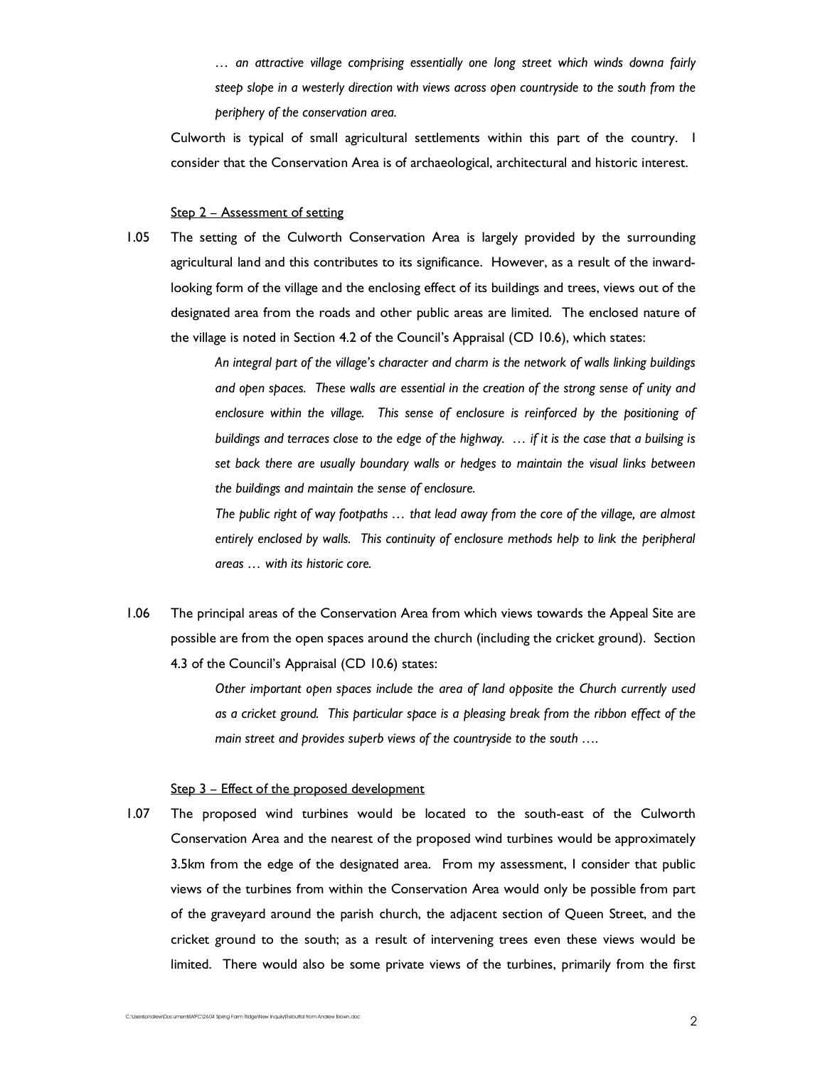*… an attractive village comprising essentially one long street which winds downa fairly steep slope in a westerly direction with views across open countryside to the south from the periphery of the conservation area.*

Culworth is typical of small agricultural settlements within this part of the country. I consider that the Conservation Area is of archaeological, architectural and historic interest.

Step 2 – Assessment of setting

1.05 The setting of the Culworth Conservation Area is largely provided by the surrounding agricultural land and this contributes to its significance. However, as a result of the inward-looking form of the village and the enclosing effect of its buildings and trees, views out of the designated area from the roads and other public areas are limited. The enclosed nature of the village is noted in Section 4.2 of the Council's Appraisal (CD 10.6), which states:

*An integral part of the village's character and charm is the network of walls linking buildings and open spaces. These walls are essential in the creation of the strong sense of unity and enclosure within the village. This sense of enclosure is reinforced by the positioning of buildings and terraces close to the edge of the highway. … if it is the case that a builsing is set back there are usually boundary walls or hedges to maintain the visual links between the buildings and maintain the sense of enclosure.*

*The public right of way footpaths … that lead away from the core of the village, are almost entirely enclosed by walls. This continuity of enclosure methods help to link the peripheral areas … with its historic core.*

1.06 The principal areas of the Conservation Area from which views towards the Appeal Site are possible are from the open spaces around the church (including the cricket ground). Section 4.3 of the Council's Appraisal (CD 10.6) states:

*Other important open spaces include the area of land opposite the Church currently used as a cricket ground. This particular space is a pleasing break from the ribbon effect of the main street and provides superb views of the countryside to the south ….*

Step 3 – Effect of the proposed development

1.07 The proposed wind turbines would be located to the south-east of the Culworth Conservation Area and the nearest of the proposed wind turbines would be approximately 3.5km from the edge of the designated area. From my assessment, I consider that public views of the turbines from within the Conservation Area would only be possible from part of the graveyard around the parish church, the adjacent section of Queen Street, and the cricket ground to the south; as a result of intervening trees even these views would be limited. There would also be some private views of the turbines, primarily from the first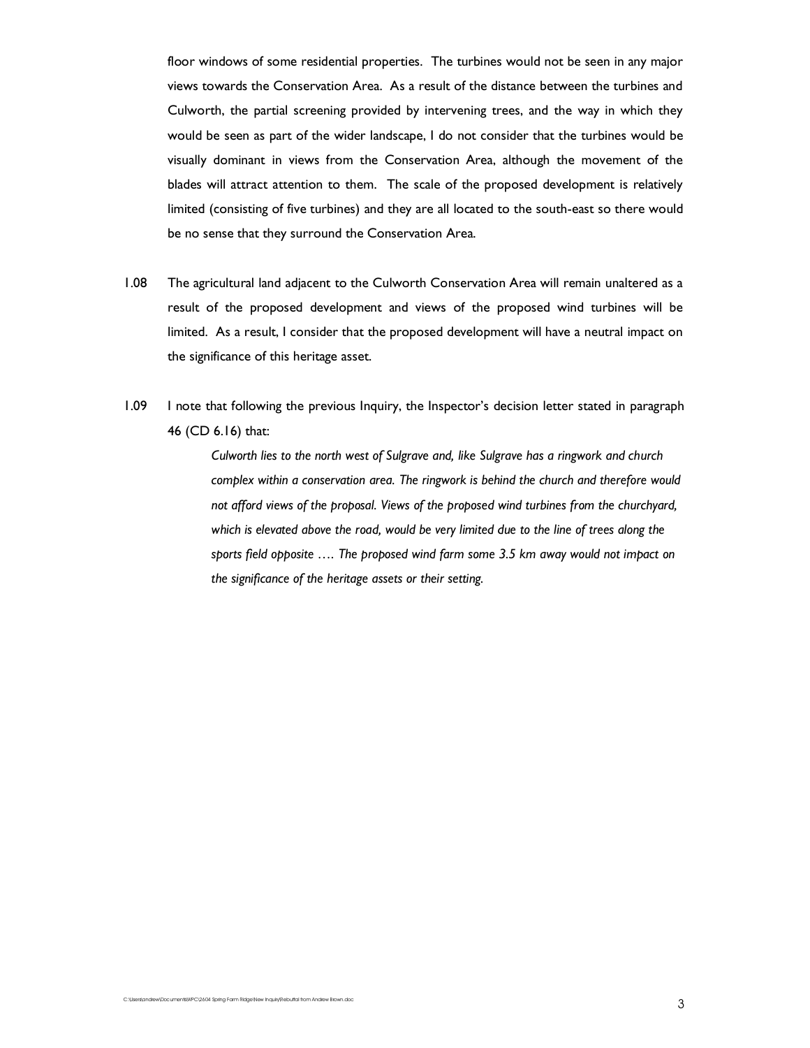floor windows of some residential properties. The turbines would not be seen in any major views towards the Conservation Area. As a result of the distance between the turbines and Culworth, the partial screening provided by intervening trees, and the way in which they would be seen as part of the wider landscape, I do not consider that the turbines would be visually dominant in views from the Conservation Area, although the movement of the blades will attract attention to them. The scale of the proposed development is relatively limited (consisting of five turbines) and they are all located to the south-east so there would be no sense that they surround the Conservation Area.

1.08 The agricultural land adjacent to the Culworth Conservation Area will remain unaltered as a result of the proposed development and views of the proposed wind turbines will be limited. As a result, I consider that the proposed development will have a neutral impact on the significance of this heritage asset.

1.09 I note that following the previous Inquiry, the Inspector's decision letter stated in paragraph 46 (CD 6.16) that:

> *Culworth lies to the north west of Sulgrave and, like Sulgrave has a ringwork and church complex within a conservation area. The ringwork is behind the church and therefore would not afford views of the proposal. Views of the proposed wind turbines from the churchyard, which is elevated above the road, would be very limited due to the line of trees along the sports field opposite …. The proposed wind farm some 3.5 km away would not impact on the significance of the heritage assets or their setting.*